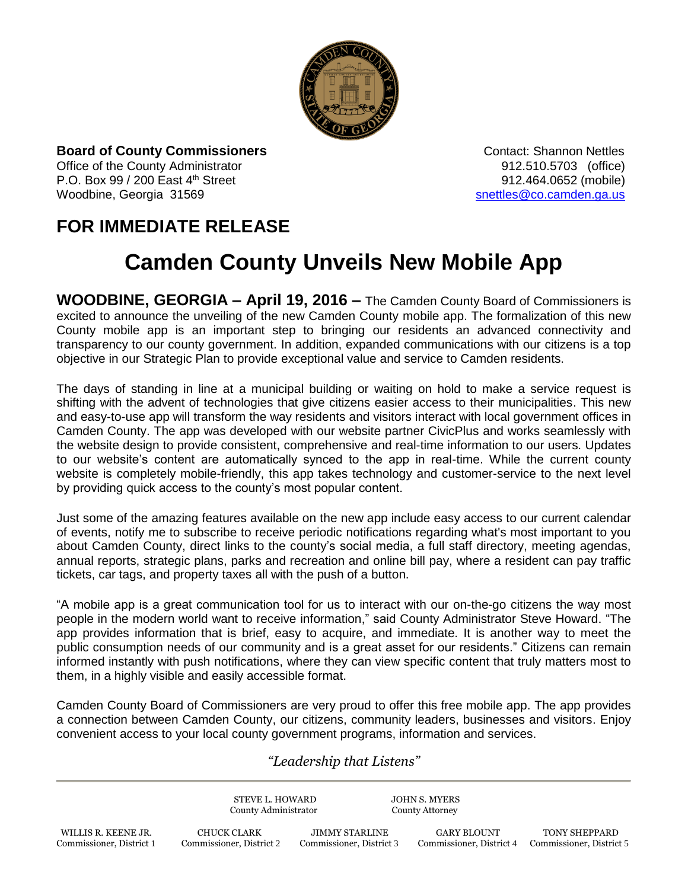**Board of County Commissioners**
Office of the County Administrator
P.O. Box 99 / 200 East 4th Street
Woodbine, Georgia 31569

Contact: Shannon Nettles
912.510.5703 (office)
912.464.0652 (mobile)
snettles@co.camden.ga.us

## FOR IMMEDIATE RELEASE

# Camden County Unveils New Mobile App

**WOODBINE, GEORGIA – April 19, 2016 –** The Camden County Board of Commissioners is excited to announce the unveiling of the new Camden County mobile app. The formalization of this new County mobile app is an important step to bringing our residents an advanced connectivity and transparency to our county government. In addition, expanded communications with our citizens is a top objective in our Strategic Plan to provide exceptional value and service to Camden residents.

The days of standing in line at a municipal building or waiting on hold to make a service request is shifting with the advent of technologies that give citizens easier access to their municipalities. This new and easy-to-use app will transform the way residents and visitors interact with local government offices in Camden County. The app was developed with our website partner CivicPlus and works seamlessly with the website design to provide consistent, comprehensive and real-time information to our users. Updates to our website's content are automatically synced to the app in real-time. While the current county website is completely mobile-friendly, this app takes technology and customer-service to the next level by providing quick access to the county's most popular content.

Just some of the amazing features available on the new app include easy access to our current calendar of events, notify me to subscribe to receive periodic notifications regarding what's most important to you about Camden County, direct links to the county's social media, a full staff directory, meeting agendas, annual reports, strategic plans, parks and recreation and online bill pay, where a resident can pay traffic tickets, car tags, and property taxes all with the push of a button.

"A mobile app is a great communication tool for us to interact with our on-the-go citizens the way most people in the modern world want to receive information," said County Administrator Steve Howard. "The app provides information that is brief, easy to acquire, and immediate. It is another way to meet the public consumption needs of our community and is a great asset for our residents." Citizens can remain informed instantly with push notifications, where they can view specific content that truly matters most to them, in a highly visible and easily accessible format.

Camden County Board of Commissioners are very proud to offer this free mobile app. The app provides a connection between Camden County, our citizens, community leaders, businesses and visitors. Enjoy convenient access to your local county government programs, information and services.

*"Leadership that Listens"*

---

STEVE L. HOWARD, County Administrator
JOHN S. MYERS, County Attorney

WILLIS R. KEENE JR., Commissioner, District 1
CHUCK CLARK, Commissioner, District 2
JIMMY STARLINE, Commissioner, District 3
GARY BLOUNT, Commissioner, District 4
TONY SHEPPARD, Commissioner, District 5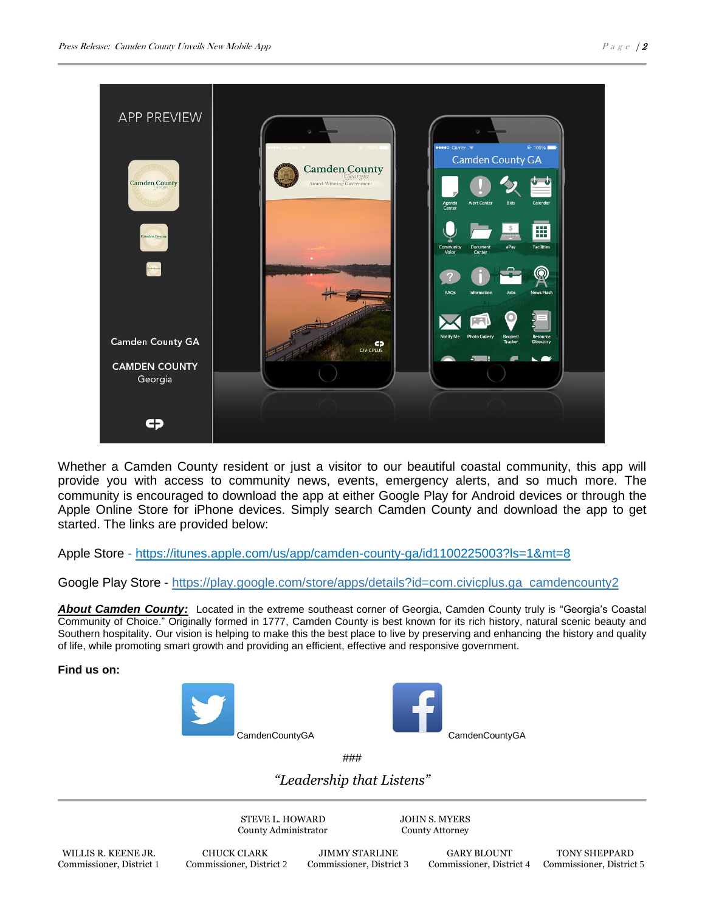Whether a Camden County resident or just a visitor to our beautiful coastal community, this app will provide you with access to community news, events, emergency alerts, and so much more. The community is encouraged to download the app at either Google Play for Android devices or through the Apple Online Store for iPhone devices. Simply search Camden County and download the app to get started. The links are provided below:

Apple Store - https://itunes.apple.com/us/app/camden-county-ga/id1100225003?ls=1&mt=8

Google Play Store - https://play.google.com/store/apps/details?id=com.civicplus.ga_camdencounty2

***About Camden County:*** Located in the extreme southeast corner of Georgia, Camden County truly is "Georgia's Coastal Community of Choice." Originally formed in 1777, Camden County is best known for its rich history, natural scenic beauty and Southern hospitality. Our vision is helping to make this the best place to live by preserving and enhancing the history and quality of life, while promoting smart growth and providing an efficient, effective and responsive government.

**Find us on:**

CamdenCountyGA

CamdenCountyGA

###

*"Leadership that Listens"*

STEVE L. HOWARD
County Administrator

JOHN S. MYERS
County Attorney

WILLIS R. KEENE JR.
Commissioner, District 1

CHUCK CLARK
Commissioner, District 2

JIMMY STARLINE
Commissioner, District 3

GARY BLOUNT
Commissioner, District 4

TONY SHEPPARD
Commissioner, District 5